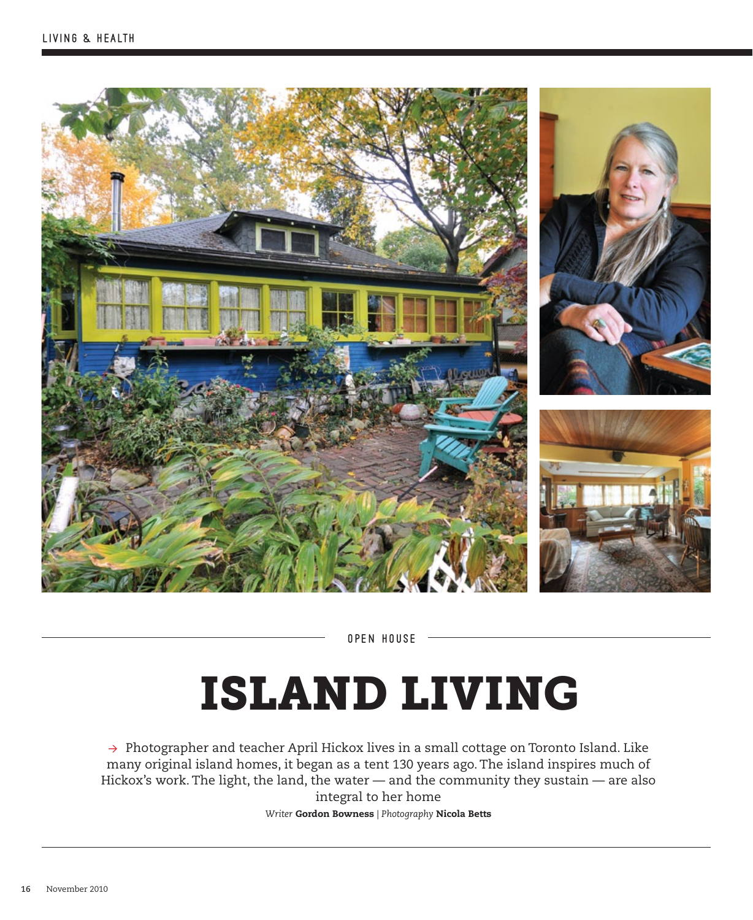OPEN HOUSE

# ISLAND LIVING

→ Photographer and teacher April Hickox lives in a small cottage on Toronto Island. Like many original island homes, it began as a tent 130 years ago. The island inspires much of Hickox's work. The light, the land, the water — and the community they sustain — are also integral to her home

*Writer* **Gordon Bowness** | *Photography* **Nicola Betts**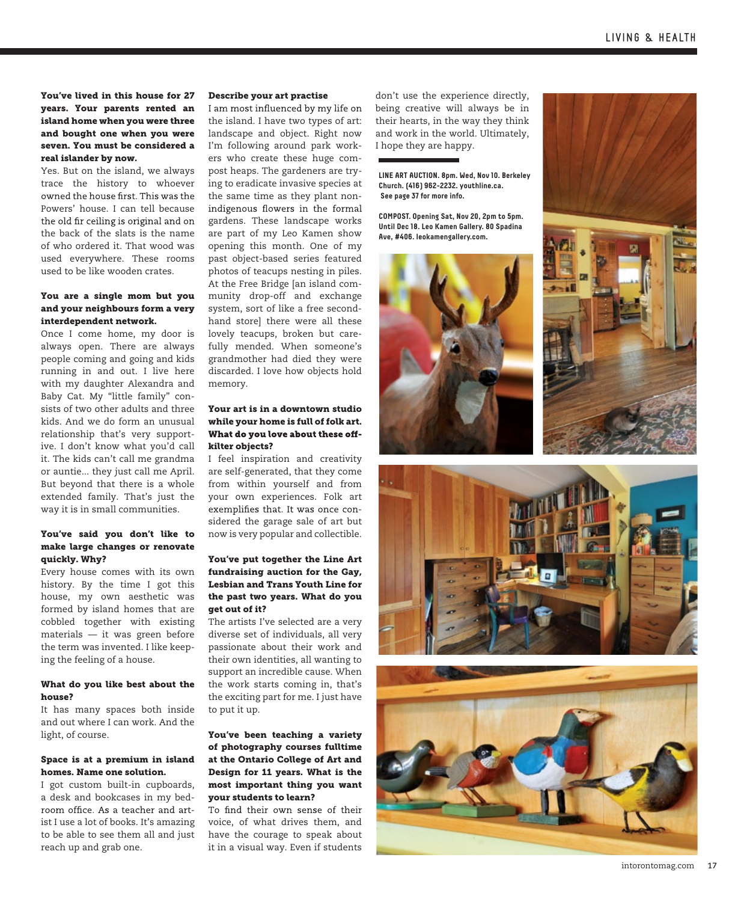**You've lived in this house for 27 years. Your parents rented an island home when you were three and bought one when you were seven. You must be considered a real islander by now.**

Yes. But on the island, we always trace the history to whoever owned the house first. This was the Powers' house. I can tell because the old fir ceiling is original and on the back of the slats is the name of who ordered it. That wood was used everywhere. These rooms used to be like wooden crates.

**You are a single mom but you and your neighbours form a very interdependent network.**

Once I come home, my door is always open. There are always people coming and going and kids running in and out. I live here with my daughter Alexandra and Baby Cat. My "little family" consists of two other adults and three kids. And we do form an unusual relationship that's very supportive. I don't know what you'd call it. The kids can't call me grandma or auntie... they just call me April. But beyond that there is a whole extended family. That's just the way it is in small communities.

**You've said you don't like to make large changes or renovate quickly. Why?**

Every house comes with its own history. By the time I got this house, my own aesthetic was formed by island homes that are cobbled together with existing materials — it was green before the term was invented. I like keeping the feeling of a house.

**What do you like best about the house?**

It has many spaces both inside and out where I can work. And the light, of course.

**Space is at a premium in island homes. Name one solution.**

I got custom built-in cupboards, a desk and bookcases in my bedroom office. As a teacher and artist I use a lot of books. It's amazing to be able to see them all and just reach up and grab one.

**Describe your art practise**

I am most influenced by my life on the island. I have two types of art: landscape and object. Right now I'm following around park workers who create these huge compost heaps. The gardeners are trying to eradicate invasive species at the same time as they plant non-indigenous flowers in the formal gardens. These landscape works are part of my Leo Kamen show opening this month. One of my past object-based series featured photos of teacups nesting in piles. At the Free Bridge [an island community drop-off and exchange system, sort of like a free second-hand store] there were all these lovely teacups, broken but carefully mended. When someone's grandmother had died they were discarded. I love how objects hold memory.

**Your art is in a downtown studio while your home is full of folk art. What do you love about these off-kilter objects?**

I feel inspiration and creativity are self-generated, that they come from within yourself and from your own experiences. Folk art exemplifies that. It was once considered the garage sale of art but now is very popular and collectible.

**You've put together the Line Art fundraising auction for the Gay, Lesbian and Trans Youth Line for the past two years. What do you get out of it?**

The artists I've selected are a very diverse set of individuals, all very passionate about their work and their own identities, all wanting to support an incredible cause. When the work starts coming in, that's the exciting part for me. I just have to put it up.

**You've been teaching a variety of photography courses fulltime at the Ontario College of Art and Design for 11 years. What is the most important thing you want your students to learn?**

To find their own sense of their voice, of what drives them, and have the courage to speak about it in a visual way. Even if students don't use the experience directly, being creative will always be in their hearts, in the way they think and work in the world. Ultimately, I hope they are happy.

**LINE ART AUCTION.** 8pm. Wed, Nov 10. Berkeley Church. (416) 962-2232. youthline.ca. See page 37 for more info.

**COMPOST.** Opening Sat, Nov 20, 2pm to 5pm. Until Dec 18. Leo Kamen Gallery. 80 Spadina Ave, #406. leokamengallery.com.